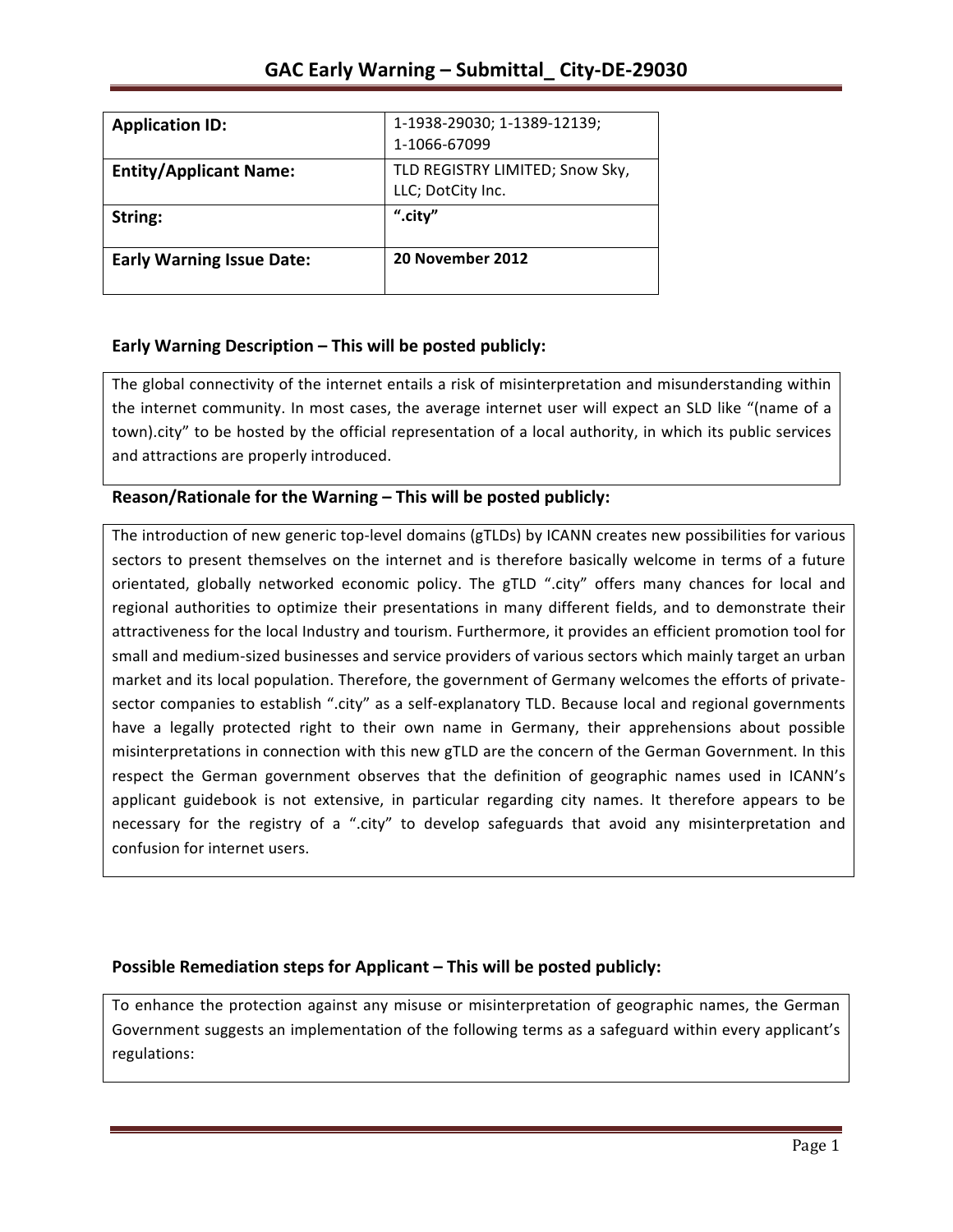# GAC Early Warning – Submittal_ City-DE-29030

| Application ID: | 1-1938-29030; 1-1389-12139; 1-1066-67099 |
|---|---|
| **Entity/Applicant Name:** | TLD REGISTRY LIMITED; Snow Sky, LLC; DotCity Inc. |
| **String:** | **“.city”** |
| **Early Warning Issue Date:** | **20 November 2012** |

## Early Warning Description – This will be posted publicly:

The global connectivity of the internet entails a risk of misinterpretation and misunderstanding within the internet community. In most cases, the average internet user will expect an SLD like “(name of a town).city” to be hosted by the official representation of a local authority, in which its public services and attractions are properly introduced.

## Reason/Rationale for the Warning – This will be posted publicly:

The introduction of new generic top-level domains (gTLDs) by ICANN creates new possibilities for various sectors to present themselves on the internet and is therefore basically welcome in terms of a future orientated, globally networked economic policy. The gTLD “.city” offers many chances for local and regional authorities to optimize their presentations in many different fields, and to demonstrate their attractiveness for the local Industry and tourism. Furthermore, it provides an efficient promotion tool for small and medium-sized businesses and service providers of various sectors which mainly target an urban market and its local population. Therefore, the government of Germany welcomes the efforts of private-sector companies to establish “.city” as a self-explanatory TLD. Because local and regional governments have a legally protected right to their own name in Germany, their apprehensions about possible misinterpretations in connection with this new gTLD are the concern of the German Government. In this respect the German government observes that the definition of geographic names used in ICANN’s applicant guidebook is not extensive, in particular regarding city names. It therefore appears to be necessary for the registry of a “.city” to develop safeguards that avoid any misinterpretation and confusion for internet users.

## Possible Remediation steps for Applicant – This will be posted publicly:

To enhance the protection against any misuse or misinterpretation of geographic names, the German Government suggests an implementation of the following terms as a safeguard within every applicant’s regulations: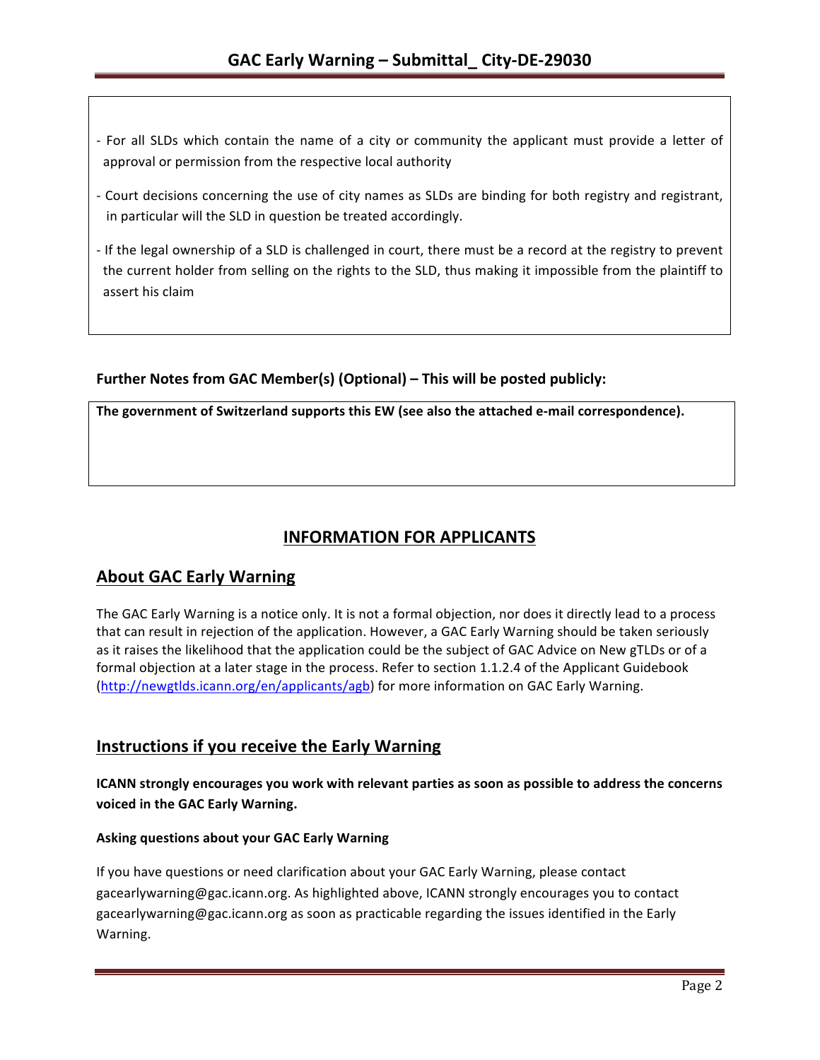- For all SLDs which contain the name of a city or community the applicant must provide a letter of approval or permission from the respective local authority
- Court decisions concerning the use of city names as SLDs are binding for both registry and registrant, in particular will the SLD in question be treated accordingly.
- If the legal ownership of a SLD is challenged in court, there must be a record at the registry to prevent the current holder from selling on the rights to the SLD, thus making it impossible from the plaintiff to assert his claim

**Further Notes from GAC Member(s) (Optional) – This will be posted publicly:**

**The government of Switzerland supports this EW (see also the attached e-mail correspondence).**

## INFORMATION FOR APPLICANTS

## About GAC Early Warning

The GAC Early Warning is a notice only. It is not a formal objection, nor does it directly lead to a process that can result in rejection of the application. However, a GAC Early Warning should be taken seriously as it raises the likelihood that the application could be the subject of GAC Advice on New gTLDs or of a formal objection at a later stage in the process. Refer to section 1.1.2.4 of the Applicant Guidebook (http://newgtlds.icann.org/en/applicants/agb) for more information on GAC Early Warning.

## Instructions if you receive the Early Warning

**ICANN strongly encourages you work with relevant parties as soon as possible to address the concerns voiced in the GAC Early Warning.**

### Asking questions about your GAC Early Warning

If you have questions or need clarification about your GAC Early Warning, please contact gacearlywarning@gac.icann.org. As highlighted above, ICANN strongly encourages you to contact gacearlywarning@gac.icann.org as soon as practicable regarding the issues identified in the Early Warning.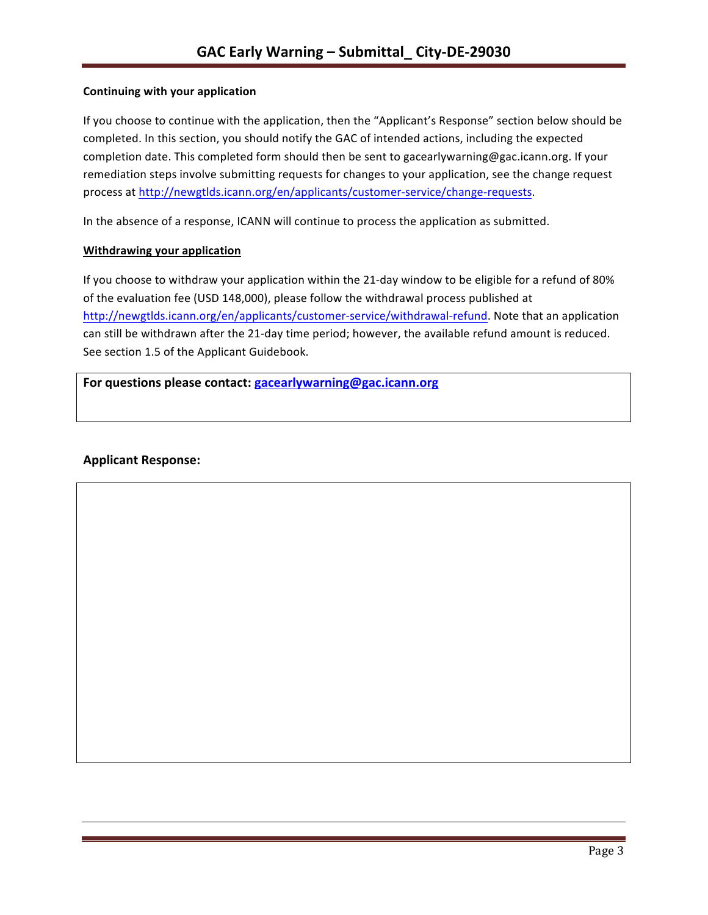**Continuing with your application**

If you choose to continue with the application, then the "Applicant's Response" section below should be completed. In this section, you should notify the GAC of intended actions, including the expected completion date. This completed form should then be sent to gacearlywarning@gac.icann.org. If your remediation steps involve submitting requests for changes to your application, see the change request process at http://newgtlds.icann.org/en/applicants/customer-service/change-requests.

In the absence of a response, ICANN will continue to process the application as submitted.

**Withdrawing your application**

If you choose to withdraw your application within the 21-day window to be eligible for a refund of 80% of the evaluation fee (USD 148,000), please follow the withdrawal process published at http://newgtlds.icann.org/en/applicants/customer-service/withdrawal-refund. Note that an application can still be withdrawn after the 21-day time period; however, the available refund amount is reduced. See section 1.5 of the Applicant Guidebook.

**For questions please contact: gacearlywarning@gac.icann.org**

## Applicant Response: